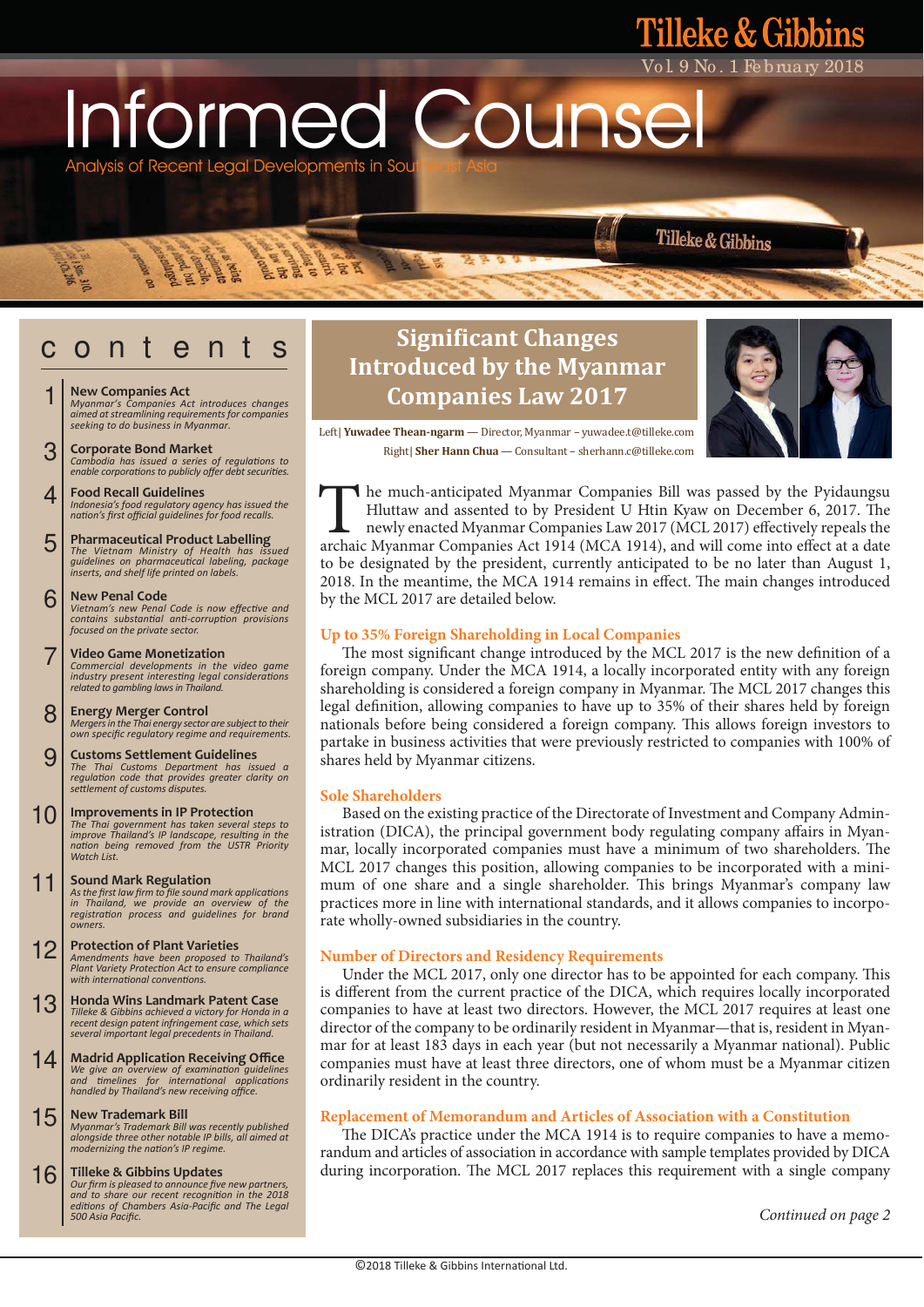# Informed Counsel

Analysis of Recent Legal Developments in Southeast Asia

## contents

1 **New Companies Act**
*Myanmar's Companies Act introduces changes aimed at streamlining requirements for companies seeking to do business in Myanmar.*

3 **Corporate Bond Market**
*Cambodia has issued a series of regulations to enable corporations to publicly offer debt securities.*

4 **Food Recall Guidelines**
*Indonesia's food regulatory agency has issued the nation's first official guidelines for food recalls.*

5 **Pharmaceutical Product Labelling**
*The Vietnam Ministry of Health has issued guidelines on pharmaceutical labeling, package inserts, and shelf life printed on labels.*

6 **New Penal Code**
*Vietnam's new Penal Code is now effective and contains substantial anti-corruption provisions focused on the private sector.*

7 **Video Game Monetization**
*Commercial developments in the video game industry present interesting legal considerations related to gambling laws in Thailand.*

8 **Energy Merger Control**
*Mergers in the Thai energy sector are subject to their own specific regulatory regime and requirements.*

9 **Customs Settlement Guidelines**
*The Thai Customs Department has issued a regulation code that provides greater clarity on settlement of customs disputes.*

10 **Improvements in IP Protection**
*The Thai government has taken several steps to improve Thailand's IP landscape, resulting in the nation being removed from the USTR Priority Watch List.*

11 **Sound Mark Regulation**
*As the first law firm to file sound mark applications in Thailand, we provide an overview of the registration process and guidelines for brand owners.*

12 **Protection of Plant Varieties**
*Amendments have been proposed to Thailand's Plant Variety Protection Act to ensure compliance with international conventions.*

13 **Honda Wins Landmark Patent Case**
*Tilleke & Gibbins achieved a victory for Honda in a recent design patent infringement case, which sets several important legal precedents in Thailand.*

14 **Madrid Application Receiving Office**
*We give an overview of examination guidelines and timelines for international applications handled by Thailand's new receiving office.*

15 **New Trademark Bill**
*Myanmar's Trademark Bill was recently published alongside three other notable IP bills, all aimed at modernizing the nation's IP regime.*

16 **Tilleke & Gibbins Updates**
*Our firm is pleased to announce five new partners, and to share our recent recognition in the 2018 editions of Chambers Asia-Pacific and The Legal 500 Asia Pacific.*

## Significant Changes Introduced by the Myanmar Companies Law 2017

Left| **Yuwadee Thean-ngarm** — Director, Myanmar – yuwadee.t@tilleke.com
Right| **Sher Hann Chua** — Consultant – sherhann.c@tilleke.com

The much-anticipated Myanmar Companies Bill was passed by the Pyidaungsu Hluttaw and assented to by President U Htin Kyaw on December 6, 2017. The newly enacted Myanmar Companies Law 2017 (MCL 2017) effectively repeals the archaic Myanmar Companies Act 1914 (MCA 1914), and will come into effect at a date to be designated by the president, currently anticipated to be no later than August 1, 2018. In the meantime, the MCA 1914 remains in effect. The main changes introduced by the MCL 2017 are detailed below.

### Up to 35% Foreign Shareholding in Local Companies

The most significant change introduced by the MCL 2017 is the new definition of a foreign company. Under the MCA 1914, a locally incorporated entity with any foreign shareholding is considered a foreign company in Myanmar. The MCL 2017 changes this legal definition, allowing companies to have up to 35% of their shares held by foreign nationals before being considered a foreign company. This allows foreign investors to partake in business activities that were previously restricted to companies with 100% of shares held by Myanmar citizens.

### Sole Shareholders

Based on the existing practice of the Directorate of Investment and Company Administration (DICA), the principal government body regulating company affairs in Myanmar, locally incorporated companies must have a minimum of two shareholders. The MCL 2017 changes this position, allowing companies to be incorporated with a minimum of one share and a single shareholder. This brings Myanmar's company law practices more in line with international standards, and it allows companies to incorporate wholly-owned subsidiaries in the country.

### Number of Directors and Residency Requirements

Under the MCL 2017, only one director has to be appointed for each company. This is different from the current practice of the DICA, which requires locally incorporated companies to have at least two directors. However, the MCL 2017 requires at least one director of the company to be ordinarily resident in Myanmar—that is, resident in Myanmar for at least 183 days in each year (but not necessarily a Myanmar national). Public companies must have at least three directors, one of whom must be a Myanmar citizen ordinarily resident in the country.

### Replacement of Memorandum and Articles of Association with a Constitution

The DICA's practice under the MCA 1914 is to require companies to have a memorandum and articles of association in accordance with sample templates provided by DICA during incorporation. The MCL 2017 replaces this requirement with a single company

*Continued on page 2*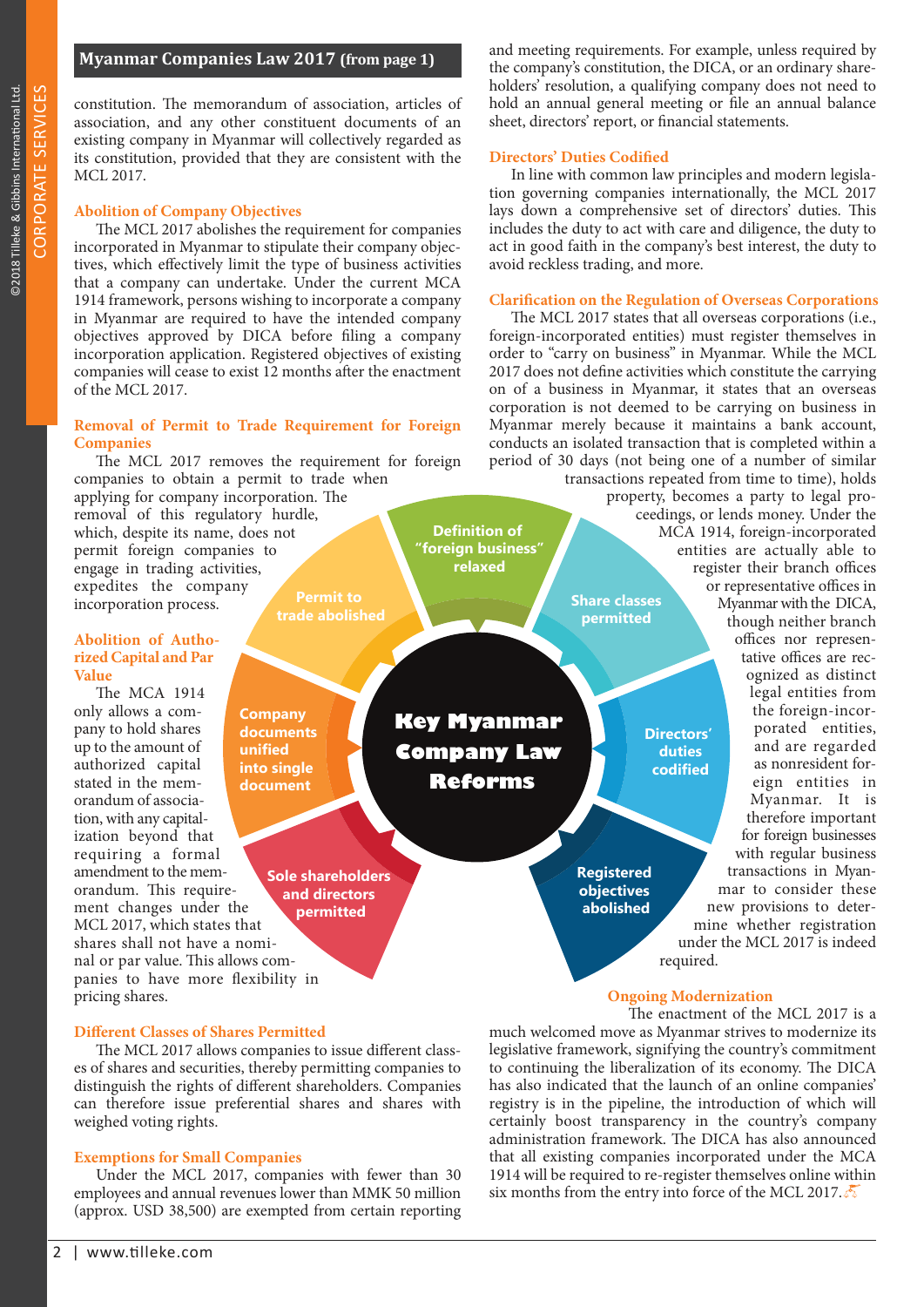## Myanmar Companies Law 2017 (from page 1)

constitution. The memorandum of association, articles of association, and any other constituent documents of an existing company in Myanmar will collectively regarded as its constitution, provided that they are consistent with the MCL 2017.

### Abolition of Company Objectives

The MCL 2017 abolishes the requirement for companies incorporated in Myanmar to stipulate their company objectives, which effectively limit the type of business activities that a company can undertake. Under the current MCA 1914 framework, persons wishing to incorporate a company in Myanmar are required to have the intended company objectives approved by DICA before filing a company incorporation application. Registered objectives of existing companies will cease to exist 12 months after the enactment of the MCL 2017.

### Removal of Permit to Trade Requirement for Foreign Companies

The MCL 2017 removes the requirement for foreign companies to obtain a permit to trade when applying for company incorporation. The removal of this regulatory hurdle, which, despite its name, does not permit foreign companies to engage in trading activities, expedites the company incorporation process.

### Abolition of Authorized Capital and Par Value

The MCA 1914 only allows a company to hold shares up to the amount of authorized capital stated in the memorandum of association, with any capitalization beyond that requiring a formal amendment to the memorandum. This requirement changes under the MCL 2017, which states that shares shall not have a nominal or par value. This allows companies to have more flexibility in pricing shares.

### Different Classes of Shares Permitted

The MCL 2017 allows companies to issue different classes of shares and securities, thereby permitting companies to distinguish the rights of different shareholders. Companies can therefore issue preferential shares and shares with weighed voting rights.

### Exemptions for Small Companies

Under the MCL 2017, companies with fewer than 30 employees and annual revenues lower than MMK 50 million (approx. USD 38,500) are exempted from certain reporting and meeting requirements. For example, unless required by the company's constitution, the DICA, or an ordinary shareholders' resolution, a qualifying company does not need to hold an annual general meeting or file an annual balance sheet, directors' report, or financial statements.

### Directors' Duties Codified

In line with common law principles and modern legislation governing companies internationally, the MCL 2017 lays down a comprehensive set of directors' duties. This includes the duty to act with care and diligence, the duty to act in good faith in the company's best interest, the duty to avoid reckless trading, and more.

### Clarification on the Regulation of Overseas Corporations

The MCL 2017 states that all overseas corporations (i.e., foreign-incorporated entities) must register themselves in order to "carry on business" in Myanmar. While the MCL 2017 does not define activities which constitute the carrying on of a business in Myanmar, it states that an overseas corporation is not deemed to be carrying on business in Myanmar merely because it maintains a bank account, conducts an isolated transaction that is completed within a period of 30 days (not being one of a number of similar transactions repeated from time to time), holds property, becomes a party to legal proceedings, or lends money. Under the MCA 1914, foreign-incorporated entities are actually able to register their branch offices or representative offices in Myanmar with the DICA, though neither branch offices nor representative offices are recognized as distinct legal entities from the foreign-incorporated entities, and are regarded as nonresident foreign entities in Myanmar. It is therefore important for foreign businesses with regular business transactions in Myanmar to consider these new provisions to determine whether registration under the MCL 2017 is indeed required.

### Ongoing Modernization

The enactment of the MCL 2017 is a much welcomed move as Myanmar strives to modernize its legislative framework, signifying the country's commitment to continuing the liberalization of its economy. The DICA has also indicated that the launch of an online companies' registry is in the pipeline, the introduction of which will certainly boost transparency in the country's company administration framework. The DICA has also announced that all existing companies incorporated under the MCA 1914 will be required to re-register themselves online within six months from the entry into force of the MCL 2017.

Key Myanmar Company Law Reforms

Definition of "foreign business" relaxed

Share classes permitted

Directors' duties codified

Registered objectives abolished

Sole shareholders and directors permitted

Company documents unified into single document

Permit to trade abolished